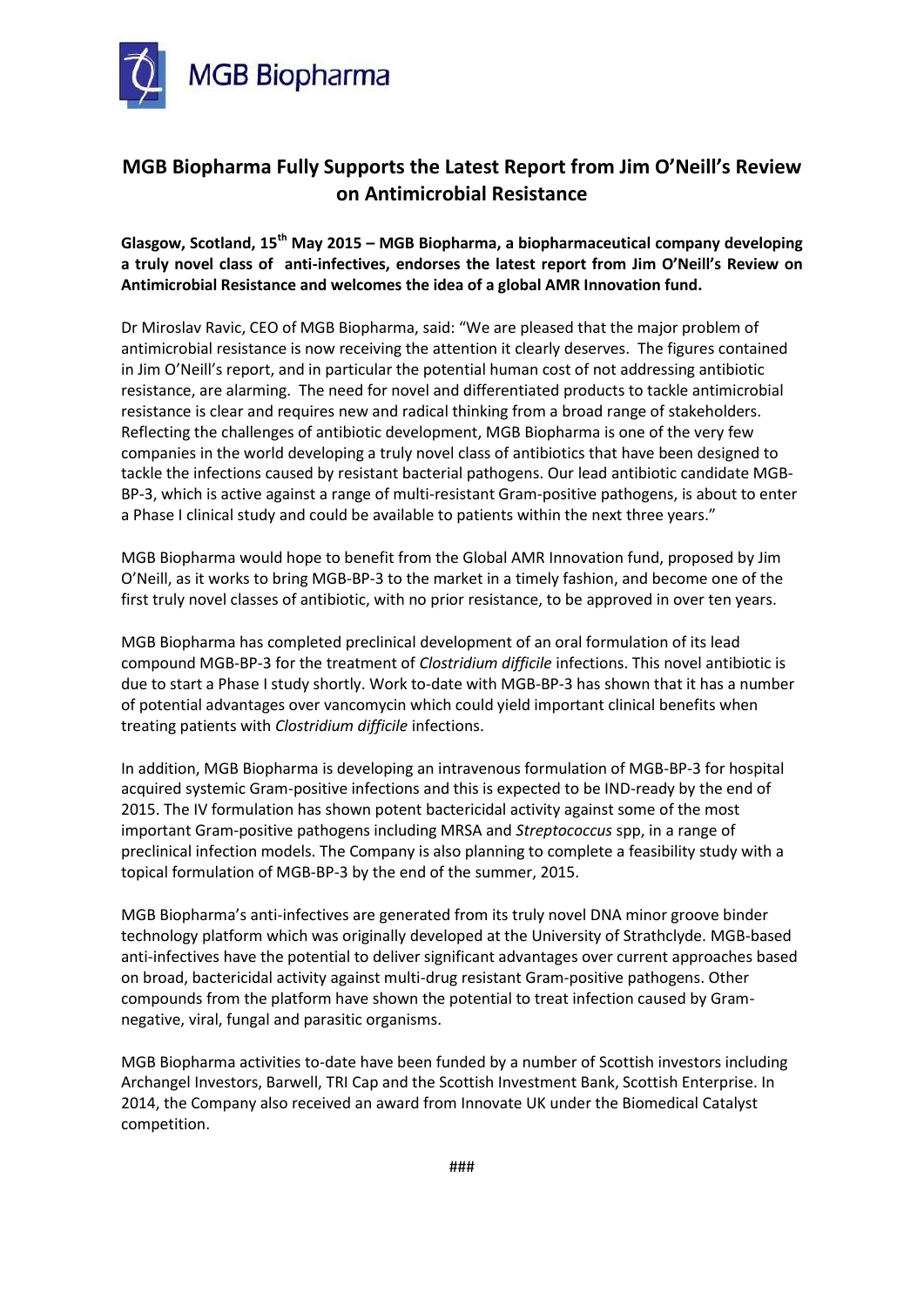MGB Biopharma

# MGB Biopharma Fully Supports the Latest Report from Jim O'Neill's Review on Antimicrobial Resistance

**Glasgow, Scotland, 15th May 2015 – MGB Biopharma, a biopharmaceutical company developing a truly novel class of anti-infectives, endorses the latest report from Jim O'Neill's Review on Antimicrobial Resistance and welcomes the idea of a global AMR Innovation fund.**

Dr Miroslav Ravic, CEO of MGB Biopharma, said: "We are pleased that the major problem of antimicrobial resistance is now receiving the attention it clearly deserves. The figures contained in Jim O'Neill's report, and in particular the potential human cost of not addressing antibiotic resistance, are alarming. The need for novel and differentiated products to tackle antimicrobial resistance is clear and requires new and radical thinking from a broad range of stakeholders. Reflecting the challenges of antibiotic development, MGB Biopharma is one of the very few companies in the world developing a truly novel class of antibiotics that have been designed to tackle the infections caused by resistant bacterial pathogens. Our lead antibiotic candidate MGB-BP-3, which is active against a range of multi-resistant Gram-positive pathogens, is about to enter a Phase I clinical study and could be available to patients within the next three years."

MGB Biopharma would hope to benefit from the Global AMR Innovation fund, proposed by Jim O'Neill, as it works to bring MGB-BP-3 to the market in a timely fashion, and become one of the first truly novel classes of antibiotic, with no prior resistance, to be approved in over ten years.

MGB Biopharma has completed preclinical development of an oral formulation of its lead compound MGB-BP-3 for the treatment of *Clostridium difficile* infections. This novel antibiotic is due to start a Phase I study shortly. Work to-date with MGB-BP-3 has shown that it has a number of potential advantages over vancomycin which could yield important clinical benefits when treating patients with *Clostridium difficile* infections.

In addition, MGB Biopharma is developing an intravenous formulation of MGB-BP-3 for hospital acquired systemic Gram-positive infections and this is expected to be IND-ready by the end of 2015. The IV formulation has shown potent bactericidal activity against some of the most important Gram-positive pathogens including MRSA and *Streptococcus* spp, in a range of preclinical infection models. The Company is also planning to complete a feasibility study with a topical formulation of MGB-BP-3 by the end of the summer, 2015.

MGB Biopharma's anti-infectives are generated from its truly novel DNA minor groove binder technology platform which was originally developed at the University of Strathclyde. MGB-based anti-infectives have the potential to deliver significant advantages over current approaches based on broad, bactericidal activity against multi-drug resistant Gram-positive pathogens. Other compounds from the platform have shown the potential to treat infection caused by Gram-negative, viral, fungal and parasitic organisms.

MGB Biopharma activities to-date have been funded by a number of Scottish investors including Archangel Investors, Barwell, TRI Cap and the Scottish Investment Bank, Scottish Enterprise. In 2014, the Company also received an award from Innovate UK under the Biomedical Catalyst competition.

###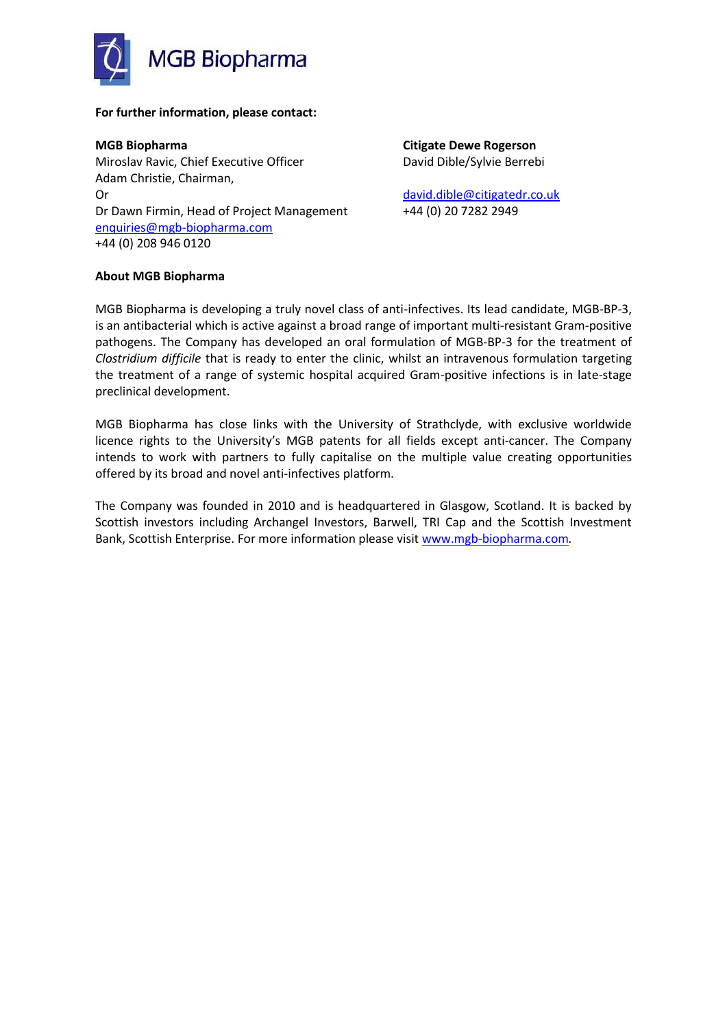MGB Biopharma

**For further information, please contact:**

**MGB Biopharma**
Miroslav Ravic, Chief Executive Officer
Adam Christie, Chairman,
Or
Dr Dawn Firmin, Head of Project Management
enquiries@mgb-biopharma.com
+44 (0) 208 946 0120

**Citigate Dewe Rogerson**
David Dible/Sylvie Berrebi

david.dible@citigatedr.co.uk
+44 (0) 20 7282 2949

**About MGB Biopharma**

MGB Biopharma is developing a truly novel class of anti-infectives. Its lead candidate, MGB-BP-3, is an antibacterial which is active against a broad range of important multi-resistant Gram-positive pathogens. The Company has developed an oral formulation of MGB-BP-3 for the treatment of *Clostridium difficile* that is ready to enter the clinic, whilst an intravenous formulation targeting the treatment of a range of systemic hospital acquired Gram-positive infections is in late-stage preclinical development.

MGB Biopharma has close links with the University of Strathclyde, with exclusive worldwide licence rights to the University's MGB patents for all fields except anti-cancer. The Company intends to work with partners to fully capitalise on the multiple value creating opportunities offered by its broad and novel anti-infectives platform.

The Company was founded in 2010 and is headquartered in Glasgow, Scotland. It is backed by Scottish investors including Archangel Investors, Barwell, TRI Cap and the Scottish Investment Bank, Scottish Enterprise. For more information please visit www.mgb-biopharma.com.